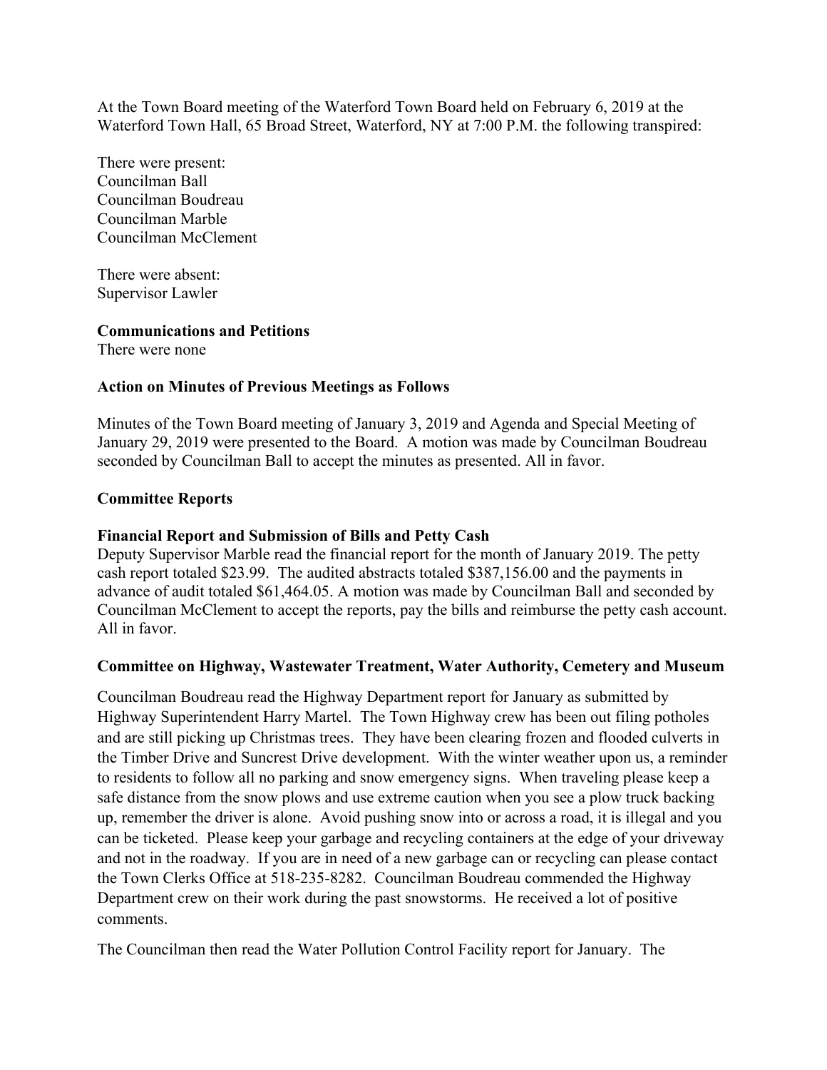At the Town Board meeting of the Waterford Town Board held on February 6, 2019 at the Waterford Town Hall, 65 Broad Street, Waterford, NY at 7:00 P.M. the following transpired:

There were present:
Councilman Ball
Councilman Boudreau
Councilman Marble
Councilman McClement

There were absent:
Supervisor Lawler

**Communications and Petitions**
There were none

**Action on Minutes of Previous Meetings as Follows**

Minutes of the Town Board meeting of January 3, 2019 and Agenda and Special Meeting of January 29, 2019 were presented to the Board. A motion was made by Councilman Boudreau seconded by Councilman Ball to accept the minutes as presented. All in favor.

**Committee Reports**

**Financial Report and Submission of Bills and Petty Cash**
Deputy Supervisor Marble read the financial report for the month of January 2019. The petty cash report totaled $23.99. The audited abstracts totaled $387,156.00 and the payments in advance of audit totaled $61,464.05. A motion was made by Councilman Ball and seconded by Councilman McClement to accept the reports, pay the bills and reimburse the petty cash account. All in favor.

**Committee on Highway, Wastewater Treatment, Water Authority, Cemetery and Museum**

Councilman Boudreau read the Highway Department report for January as submitted by Highway Superintendent Harry Martel. The Town Highway crew has been out filing potholes and are still picking up Christmas trees. They have been clearing frozen and flooded culverts in the Timber Drive and Suncrest Drive development. With the winter weather upon us, a reminder to residents to follow all no parking and snow emergency signs. When traveling please keep a safe distance from the snow plows and use extreme caution when you see a plow truck backing up, remember the driver is alone. Avoid pushing snow into or across a road, it is illegal and you can be ticketed. Please keep your garbage and recycling containers at the edge of your driveway and not in the roadway. If you are in need of a new garbage can or recycling can please contact the Town Clerks Office at 518-235-8282. Councilman Boudreau commended the Highway Department crew on their work during the past snowstorms. He received a lot of positive comments.

The Councilman then read the Water Pollution Control Facility report for January. The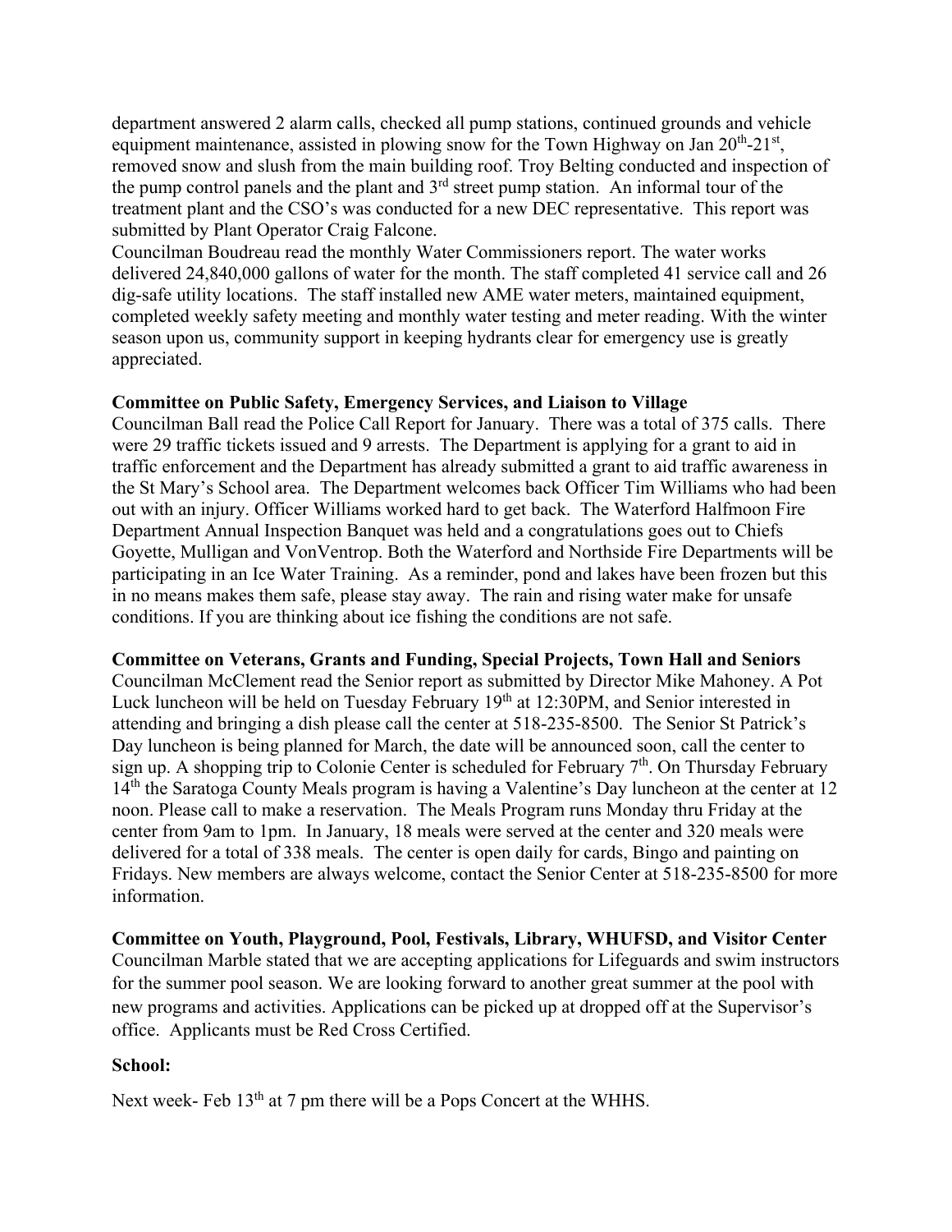department answered 2 alarm calls, checked all pump stations, continued grounds and vehicle equipment maintenance, assisted in plowing snow for the Town Highway on Jan 20th-21st, removed snow and slush from the main building roof. Troy Belting conducted and inspection of the pump control panels and the plant and 3rd street pump station. An informal tour of the treatment plant and the CSO's was conducted for a new DEC representative. This report was submitted by Plant Operator Craig Falcone.

Councilman Boudreau read the monthly Water Commissioners report. The water works delivered 24,840,000 gallons of water for the month. The staff completed 41 service call and 26 dig-safe utility locations. The staff installed new AME water meters, maintained equipment, completed weekly safety meeting and monthly water testing and meter reading. With the winter season upon us, community support in keeping hydrants clear for emergency use is greatly appreciated.

**Committee on Public Safety, Emergency Services, and Liaison to Village**

Councilman Ball read the Police Call Report for January. There was a total of 375 calls. There were 29 traffic tickets issued and 9 arrests. The Department is applying for a grant to aid in traffic enforcement and the Department has already submitted a grant to aid traffic awareness in the St Mary's School area. The Department welcomes back Officer Tim Williams who had been out with an injury. Officer Williams worked hard to get back. The Waterford Halfmoon Fire Department Annual Inspection Banquet was held and a congratulations goes out to Chiefs Goyette, Mulligan and VonVentrop. Both the Waterford and Northside Fire Departments will be participating in an Ice Water Training. As a reminder, pond and lakes have been frozen but this in no means makes them safe, please stay away. The rain and rising water make for unsafe conditions. If you are thinking about ice fishing the conditions are not safe.

**Committee on Veterans, Grants and Funding, Special Projects, Town Hall and Seniors**

Councilman McClement read the Senior report as submitted by Director Mike Mahoney. A Pot Luck luncheon will be held on Tuesday February 19th at 12:30PM, and Senior interested in attending and bringing a dish please call the center at 518-235-8500. The Senior St Patrick's Day luncheon is being planned for March, the date will be announced soon, call the center to sign up. A shopping trip to Colonie Center is scheduled for February 7th. On Thursday February 14th the Saratoga County Meals program is having a Valentine's Day luncheon at the center at 12 noon. Please call to make a reservation. The Meals Program runs Monday thru Friday at the center from 9am to 1pm. In January, 18 meals were served at the center and 320 meals were delivered for a total of 338 meals. The center is open daily for cards, Bingo and painting on Fridays. New members are always welcome, contact the Senior Center at 518-235-8500 for more information.

**Committee on Youth, Playground, Pool, Festivals, Library, WHUFSD, and Visitor Center**

Councilman Marble stated that we are accepting applications for Lifeguards and swim instructors for the summer pool season. We are looking forward to another great summer at the pool with new programs and activities. Applications can be picked up at dropped off at the Supervisor's office. Applicants must be Red Cross Certified.

**School:**

Next week- Feb 13th at 7 pm there will be a Pops Concert at the WHHS.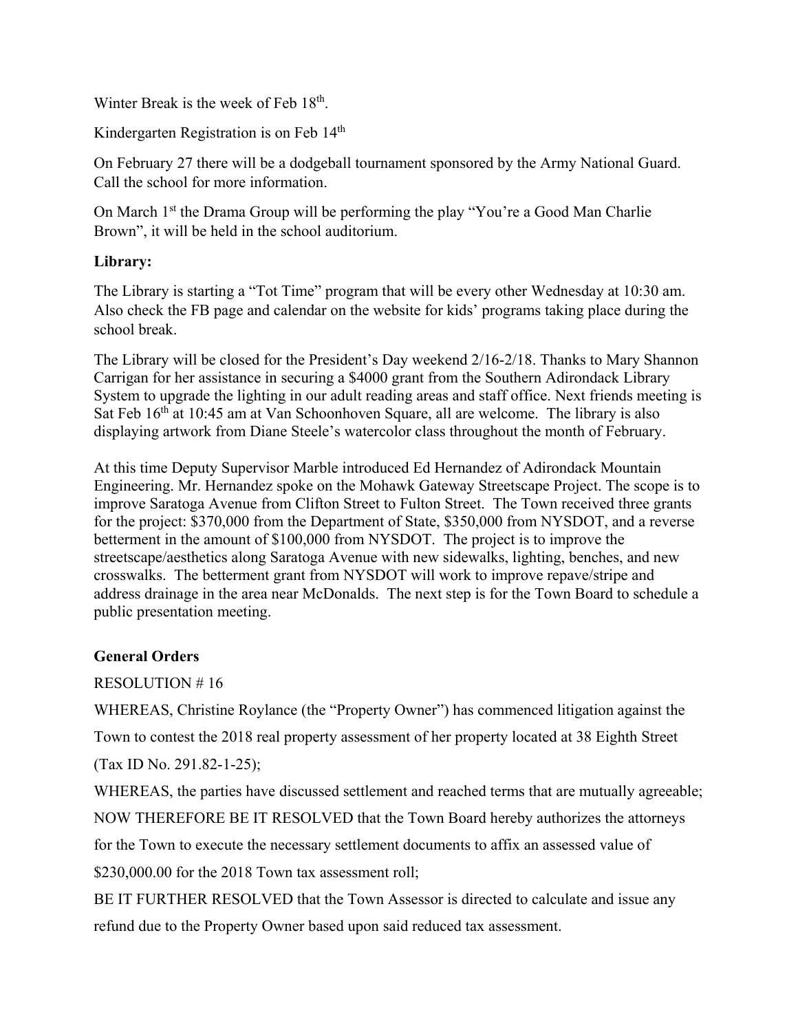Winter Break is the week of Feb 18th.

Kindergarten Registration is on Feb 14th

On February 27 there will be a dodgeball tournament sponsored by the Army National Guard. Call the school for more information.

On March 1st the Drama Group will be performing the play "You're a Good Man Charlie Brown", it will be held in the school auditorium.

**Library:**

The Library is starting a "Tot Time" program that will be every other Wednesday at 10:30 am. Also check the FB page and calendar on the website for kids' programs taking place during the school break.

The Library will be closed for the President's Day weekend 2/16-2/18. Thanks to Mary Shannon Carrigan for her assistance in securing a $4000 grant from the Southern Adirondack Library System to upgrade the lighting in our adult reading areas and staff office. Next friends meeting is Sat Feb 16th at 10:45 am at Van Schoonhoven Square, all are welcome. The library is also displaying artwork from Diane Steele's watercolor class throughout the month of February.

At this time Deputy Supervisor Marble introduced Ed Hernandez of Adirondack Mountain Engineering. Mr. Hernandez spoke on the Mohawk Gateway Streetscape Project. The scope is to improve Saratoga Avenue from Clifton Street to Fulton Street. The Town received three grants for the project: $370,000 from the Department of State, $350,000 from NYSDOT, and a reverse betterment in the amount of $100,000 from NYSDOT. The project is to improve the streetscape/aesthetics along Saratoga Avenue with new sidewalks, lighting, benches, and new crosswalks. The betterment grant from NYSDOT will work to improve repave/stripe and address drainage in the area near McDonalds. The next step is for the Town Board to schedule a public presentation meeting.

**General Orders**

RESOLUTION # 16

WHEREAS, Christine Roylance (the "Property Owner") has commenced litigation against the Town to contest the 2018 real property assessment of her property located at 38 Eighth Street (Tax ID No. 291.82-1-25);

WHEREAS, the parties have discussed settlement and reached terms that are mutually agreeable;

NOW THEREFORE BE IT RESOLVED that the Town Board hereby authorizes the attorneys for the Town to execute the necessary settlement documents to affix an assessed value of $230,000.00 for the 2018 Town tax assessment roll;

BE IT FURTHER RESOLVED that the Town Assessor is directed to calculate and issue any refund due to the Property Owner based upon said reduced tax assessment.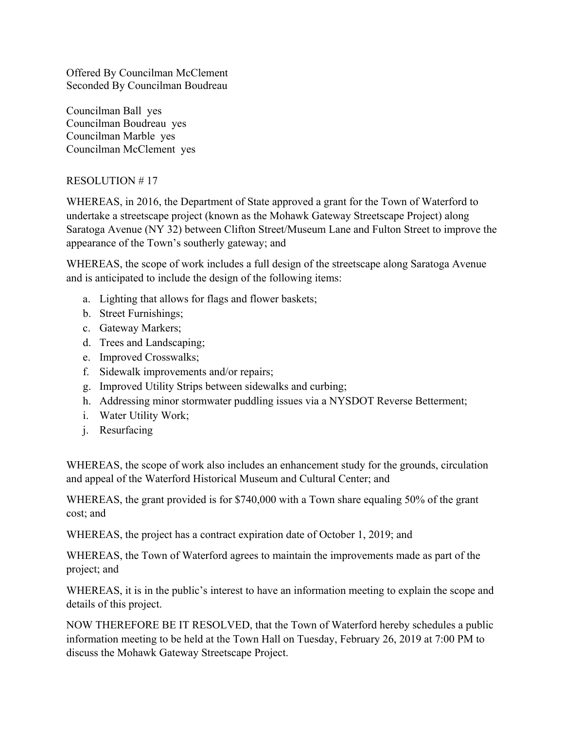Offered By Councilman McClement
Seconded By Councilman Boudreau

Councilman Ball yes
Councilman Boudreau yes
Councilman Marble yes
Councilman McClement yes

RESOLUTION # 17

WHEREAS, in 2016, the Department of State approved a grant for the Town of Waterford to undertake a streetscape project (known as the Mohawk Gateway Streetscape Project) along Saratoga Avenue (NY 32) between Clifton Street/Museum Lane and Fulton Street to improve the appearance of the Town's southerly gateway; and

WHEREAS, the scope of work includes a full design of the streetscape along Saratoga Avenue and is anticipated to include the design of the following items:

a. Lighting that allows for flags and flower baskets;
b. Street Furnishings;
c. Gateway Markers;
d. Trees and Landscaping;
e. Improved Crosswalks;
f. Sidewalk improvements and/or repairs;
g. Improved Utility Strips between sidewalks and curbing;
h. Addressing minor stormwater puddling issues via a NYSDOT Reverse Betterment;
i. Water Utility Work;
j. Resurfacing

WHEREAS, the scope of work also includes an enhancement study for the grounds, circulation and appeal of the Waterford Historical Museum and Cultural Center; and

WHEREAS, the grant provided is for $740,000 with a Town share equaling 50% of the grant cost; and

WHEREAS, the project has a contract expiration date of October 1, 2019; and

WHEREAS, the Town of Waterford agrees to maintain the improvements made as part of the project; and

WHEREAS, it is in the public's interest to have an information meeting to explain the scope and details of this project.

NOW THEREFORE BE IT RESOLVED, that the Town of Waterford hereby schedules a public information meeting to be held at the Town Hall on Tuesday, February 26, 2019 at 7:00 PM to discuss the Mohawk Gateway Streetscape Project.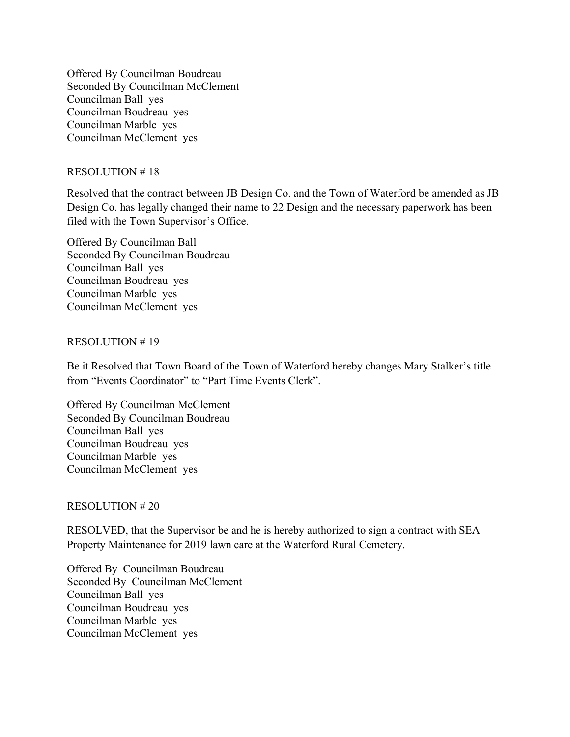Offered By Councilman Boudreau
Seconded By Councilman McClement
Councilman Ball yes
Councilman Boudreau yes
Councilman Marble yes
Councilman McClement yes

RESOLUTION # 18

Resolved that the contract between JB Design Co. and the Town of Waterford be amended as JB Design Co. has legally changed their name to 22 Design and the necessary paperwork has been filed with the Town Supervisor's Office.

Offered By Councilman Ball
Seconded By Councilman Boudreau
Councilman Ball yes
Councilman Boudreau yes
Councilman Marble yes
Councilman McClement yes

RESOLUTION # 19

Be it Resolved that Town Board of the Town of Waterford hereby changes Mary Stalker's title from "Events Coordinator" to "Part Time Events Clerk".

Offered By Councilman McClement
Seconded By Councilman Boudreau
Councilman Ball yes
Councilman Boudreau yes
Councilman Marble yes
Councilman McClement yes

RESOLUTION # 20

RESOLVED, that the Supervisor be and he is hereby authorized to sign a contract with SEA Property Maintenance for 2019 lawn care at the Waterford Rural Cemetery.

Offered By Councilman Boudreau
Seconded By Councilman McClement
Councilman Ball yes
Councilman Boudreau yes
Councilman Marble yes
Councilman McClement yes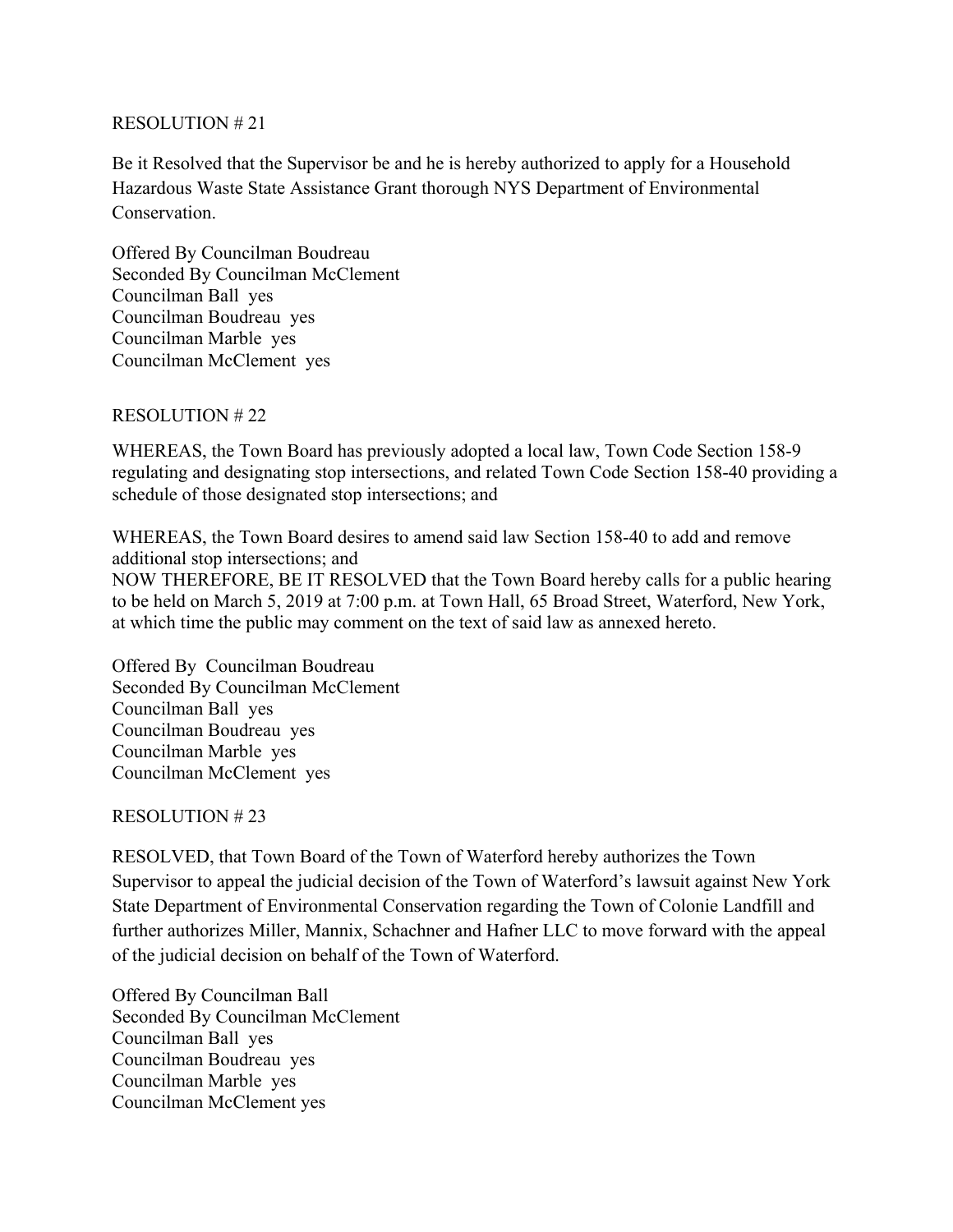RESOLUTION # 21

Be it Resolved that the Supervisor be and he is hereby authorized to apply for a Household Hazardous Waste State Assistance Grant thorough NYS Department of Environmental Conservation.

Offered By Councilman Boudreau
Seconded By Councilman McClement
Councilman Ball yes
Councilman Boudreau yes
Councilman Marble yes
Councilman McClement yes

RESOLUTION # 22

WHEREAS, the Town Board has previously adopted a local law, Town Code Section 158-9 regulating and designating stop intersections, and related Town Code Section 158-40 providing a schedule of those designated stop intersections; and

WHEREAS, the Town Board desires to amend said law Section 158-40 to add and remove additional stop intersections; and
NOW THEREFORE, BE IT RESOLVED that the Town Board hereby calls for a public hearing to be held on March 5, 2019 at 7:00 p.m. at Town Hall, 65 Broad Street, Waterford, New York, at which time the public may comment on the text of said law as annexed hereto.

Offered By Councilman Boudreau
Seconded By Councilman McClement
Councilman Ball yes
Councilman Boudreau yes
Councilman Marble yes
Councilman McClement yes

RESOLUTION # 23

RESOLVED, that Town Board of the Town of Waterford hereby authorizes the Town Supervisor to appeal the judicial decision of the Town of Waterford's lawsuit against New York State Department of Environmental Conservation regarding the Town of Colonie Landfill and further authorizes Miller, Mannix, Schachner and Hafner LLC to move forward with the appeal of the judicial decision on behalf of the Town of Waterford.

Offered By Councilman Ball
Seconded By Councilman McClement
Councilman Ball yes
Councilman Boudreau yes
Councilman Marble yes
Councilman McClement yes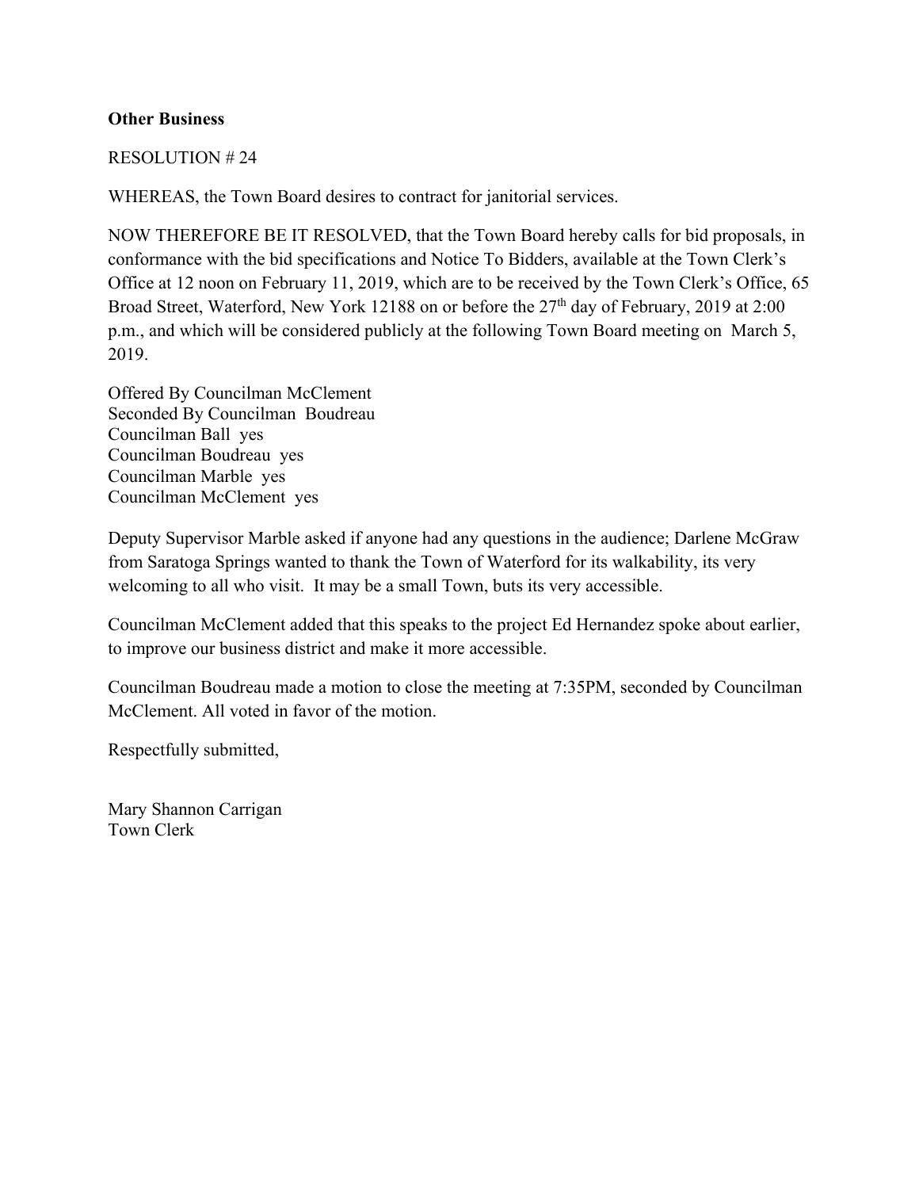**Other Business**

RESOLUTION # 24

WHEREAS, the Town Board desires to contract for janitorial services.

NOW THEREFORE BE IT RESOLVED, that the Town Board hereby calls for bid proposals, in conformance with the bid specifications and Notice To Bidders, available at the Town Clerk's Office at 12 noon on February 11, 2019, which are to be received by the Town Clerk's Office, 65 Broad Street, Waterford, New York 12188 on or before the 27th day of February, 2019 at 2:00 p.m., and which will be considered publicly at the following Town Board meeting on March 5, 2019.

Offered By Councilman McClement  
Seconded By Councilman Boudreau  
Councilman Ball yes  
Councilman Boudreau yes  
Councilman Marble yes  
Councilman McClement yes

Deputy Supervisor Marble asked if anyone had any questions in the audience; Darlene McGraw from Saratoga Springs wanted to thank the Town of Waterford for its walkability, its very welcoming to all who visit. It may be a small Town, buts its very accessible.

Councilman McClement added that this speaks to the project Ed Hernandez spoke about earlier, to improve our business district and make it more accessible.

Councilman Boudreau made a motion to close the meeting at 7:35PM, seconded by Councilman McClement. All voted in favor of the motion.

Respectfully submitted,

Mary Shannon Carrigan  
Town Clerk